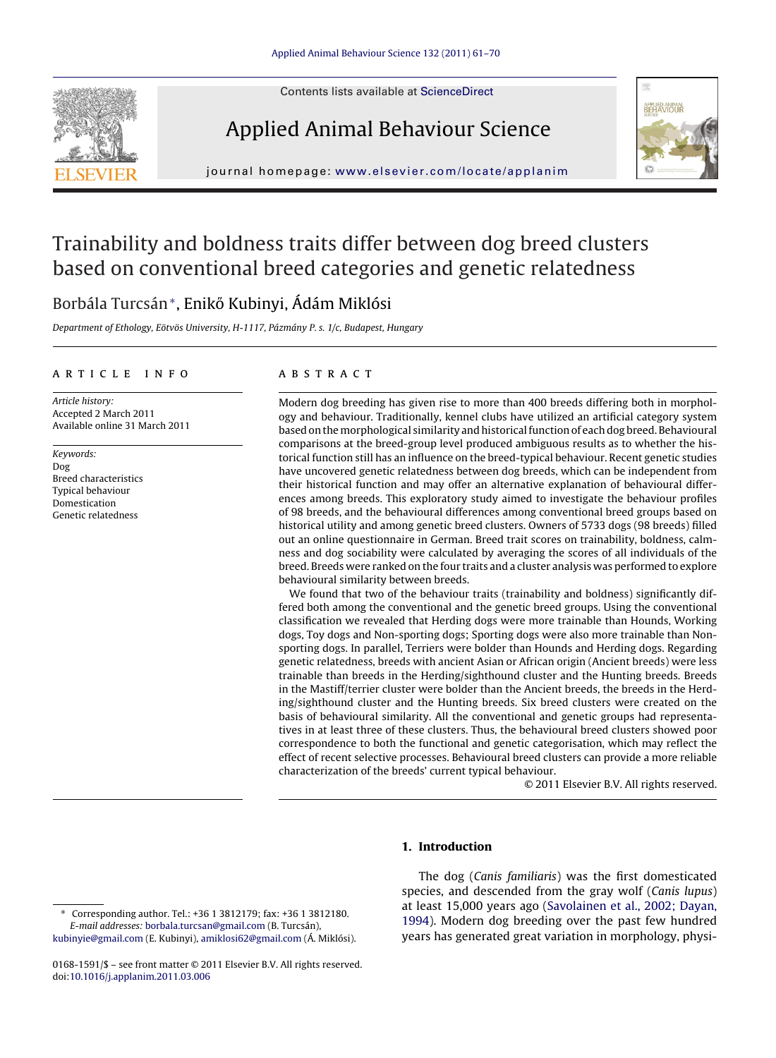Contents lists available at ScienceDirect

# Applied Animal Behaviour Science

journal homepage: www.elsevier.com/locate/applanim

# Trainability and boldness traits differ between dog breed clusters based on conventional breed categories and genetic relatedness

Borbála Turcsán*, Enikő Kubinyi, Ádám Miklósi

*Department of Ethology, Eötvös University, H-1117, Pázmány P. s. 1/c, Budapest, Hungary*

## ARTICLE INFO

*Article history:*
Accepted 2 March 2011
Available online 31 March 2011

*Keywords:*
Dog
Breed characteristics
Typical behaviour
Domestication
Genetic relatedness

## ABSTRACT

Modern dog breeding has given rise to more than 400 breeds differing both in morphology and behaviour. Traditionally, kennel clubs have utilized an artificial category system based on the morphological similarity and historical function of each dog breed. Behavioural comparisons at the breed-group level produced ambiguous results as to whether the historical function still has an influence on the breed-typical behaviour. Recent genetic studies have uncovered genetic relatedness between dog breeds, which can be independent from their historical function and may offer an alternative explanation of behavioural differences among breeds. This exploratory study aimed to investigate the behaviour profiles of 98 breeds, and the behavioural differences among conventional breed groups based on historical utility and among genetic breed clusters. Owners of 5733 dogs (98 breeds) filled out an online questionnaire in German. Breed trait scores on trainability, boldness, calmness and dog sociability were calculated by averaging the scores of all individuals of the breed. Breeds were ranked on the four traits and a cluster analysis was performed to explore behavioural similarity between breeds.

We found that two of the behaviour traits (trainability and boldness) significantly differed both among the conventional and the genetic breed groups. Using the conventional classification we revealed that Herding dogs were more trainable than Hounds, Working dogs, Toy dogs and Non-sporting dogs; Sporting dogs were also more trainable than Non-sporting dogs. In parallel, Terriers were bolder than Hounds and Herding dogs. Regarding genetic relatedness, breeds with ancient Asian or African origin (Ancient breeds) were less trainable than breeds in the Herding/sighthound cluster and the Hunting breeds. Breeds in the Mastiff/terrier cluster were bolder than the Ancient breeds, the breeds in the Herding/sighthound cluster and the Hunting breeds. Six breed clusters were created on the basis of behavioural similarity. All the conventional and genetic groups had representatives in at least three of these clusters. Thus, the behavioural breed clusters showed poor correspondence to both the functional and genetic categorisation, which may reflect the effect of recent selective processes. Behavioural breed clusters can provide a more reliable characterization of the breeds' current typical behaviour.

© 2011 Elsevier B.V. All rights reserved.

## 1. Introduction

The dog (*Canis familiaris*) was the first domesticated species, and descended from the gray wolf (*Canis lupus*) at least 15,000 years ago (Savolainen et al., 2002; Dayan, 1994). Modern dog breeding over the past few hundred years has generated great variation in morphology, physi-

---

* Corresponding author. Tel.: +36 1 3812179; fax: +36 1 3812180.
*E-mail addresses:* borbala.turcsan@gmail.com (B. Turcsán), kubinyie@gmail.com (E. Kubinyi), amiklosi62@gmail.com (Á. Miklósi).

0168-1591/$ – see front matter © 2011 Elsevier B.V. All rights reserved.
doi:10.1016/j.applanim.2011.03.006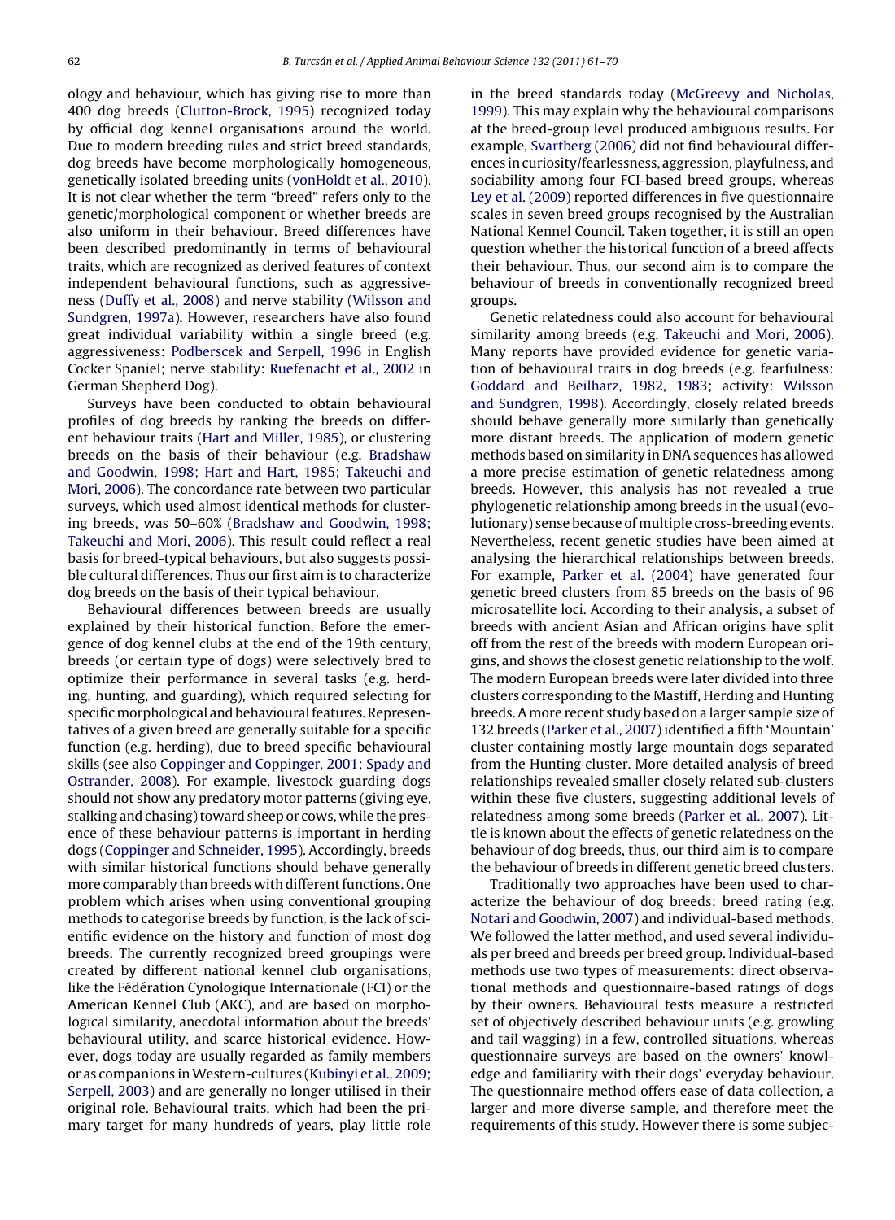ology and behaviour, which has giving rise to more than 400 dog breeds (Clutton-Brock, 1995) recognized today by official dog kennel organisations around the world. Due to modern breeding rules and strict breed standards, dog breeds have become morphologically homogeneous, genetically isolated breeding units (vonHoldt et al., 2010). It is not clear whether the term "breed" refers only to the genetic/morphological component or whether breeds are also uniform in their behaviour. Breed differences have been described predominantly in terms of behavioural traits, which are recognized as derived features of context independent behavioural functions, such as aggressiveness (Duffy et al., 2008) and nerve stability (Wilsson and Sundgren, 1997a). However, researchers have also found great individual variability within a single breed (e.g. aggressiveness: Podberscek and Serpell, 1996 in English Cocker Spaniel; nerve stability: Ruefenacht et al., 2002 in German Shepherd Dog).

Surveys have been conducted to obtain behavioural profiles of dog breeds by ranking the breeds on different behaviour traits (Hart and Miller, 1985), or clustering breeds on the basis of their behaviour (e.g. Bradshaw and Goodwin, 1998; Hart and Hart, 1985; Takeuchi and Mori, 2006). The concordance rate between two particular surveys, which used almost identical methods for clustering breeds, was 50–60% (Bradshaw and Goodwin, 1998; Takeuchi and Mori, 2006). This result could reflect a real basis for breed-typical behaviours, but also suggests possible cultural differences. Thus our first aim is to characterize dog breeds on the basis of their typical behaviour.

Behavioural differences between breeds are usually explained by their historical function. Before the emergence of dog kennel clubs at the end of the 19th century, breeds (or certain type of dogs) were selectively bred to optimize their performance in several tasks (e.g. herding, hunting, and guarding), which required selecting for specific morphological and behavioural features. Representatives of a given breed are generally suitable for a specific function (e.g. herding), due to breed specific behavioural skills (see also Coppinger and Coppinger, 2001; Spady and Ostrander, 2008). For example, livestock guarding dogs should not show any predatory motor patterns (giving eye, stalking and chasing) toward sheep or cows, while the presence of these behaviour patterns is important in herding dogs (Coppinger and Schneider, 1995). Accordingly, breeds with similar historical functions should behave generally more comparably than breeds with different functions. One problem which arises when using conventional grouping methods to categorise breeds by function, is the lack of scientific evidence on the history and function of most dog breeds. The currently recognized breed groupings were created by different national kennel club organisations, like the Fédération Cynologique Internationale (FCI) or the American Kennel Club (AKC), and are based on morphological similarity, anecdotal information about the breeds' behavioural utility, and scarce historical evidence. However, dogs today are usually regarded as family members or as companions in Western-cultures (Kubinyi et al., 2009; Serpell, 2003) and are generally no longer utilised in their original role. Behavioural traits, which had been the primary target for many hundreds of years, play little role in the breed standards today (McGreevy and Nicholas, 1999). This may explain why the behavioural comparisons at the breed-group level produced ambiguous results. For example, Svartberg (2006) did not find behavioural differences in curiosity/fearlessness, aggression, playfulness, and sociability among four FCI-based breed groups, whereas Ley et al. (2009) reported differences in five questionnaire scales in seven breed groups recognised by the Australian National Kennel Council. Taken together, it is still an open question whether the historical function of a breed affects their behaviour. Thus, our second aim is to compare the behaviour of breeds in conventionally recognized breed groups.

Genetic relatedness could also account for behavioural similarity among breeds (e.g. Takeuchi and Mori, 2006). Many reports have provided evidence for genetic variation of behavioural traits in dog breeds (e.g. fearfulness: Goddard and Beilharz, 1982, 1983; activity: Wilsson and Sundgren, 1998). Accordingly, closely related breeds should behave generally more similarly than genetically more distant breeds. The application of modern genetic methods based on similarity in DNA sequences has allowed a more precise estimation of genetic relatedness among breeds. However, this analysis has not revealed a true phylogenetic relationship among breeds in the usual (evolutionary) sense because of multiple cross-breeding events. Nevertheless, recent genetic studies have been aimed at analysing the hierarchical relationships between breeds. For example, Parker et al. (2004) have generated four genetic breed clusters from 85 breeds on the basis of 96 microsatellite loci. According to their analysis, a subset of breeds with ancient Asian and African origins have split off from the rest of the breeds with modern European origins, and shows the closest genetic relationship to the wolf. The modern European breeds were later divided into three clusters corresponding to the Mastiff, Herding and Hunting breeds. A more recent study based on a larger sample size of 132 breeds (Parker et al., 2007) identified a fifth 'Mountain' cluster containing mostly large mountain dogs separated from the Hunting cluster. More detailed analysis of breed relationships revealed smaller closely related sub-clusters within these five clusters, suggesting additional levels of relatedness among some breeds (Parker et al., 2007). Little is known about the effects of genetic relatedness on the behaviour of dog breeds, thus, our third aim is to compare the behaviour of breeds in different genetic breed clusters.

Traditionally two approaches have been used to characterize the behaviour of dog breeds: breed rating (e.g. Notari and Goodwin, 2007) and individual-based methods. We followed the latter method, and used several individuals per breed and breeds per breed group. Individual-based methods use two types of measurements: direct observational methods and questionnaire-based ratings of dogs by their owners. Behavioural tests measure a restricted set of objectively described behaviour units (e.g. growling and tail wagging) in a few, controlled situations, whereas questionnaire surveys are based on the owners' knowledge and familiarity with their dogs' everyday behaviour. The questionnaire method offers ease of data collection, a larger and more diverse sample, and therefore meet the requirements of this study. However there is some subjec-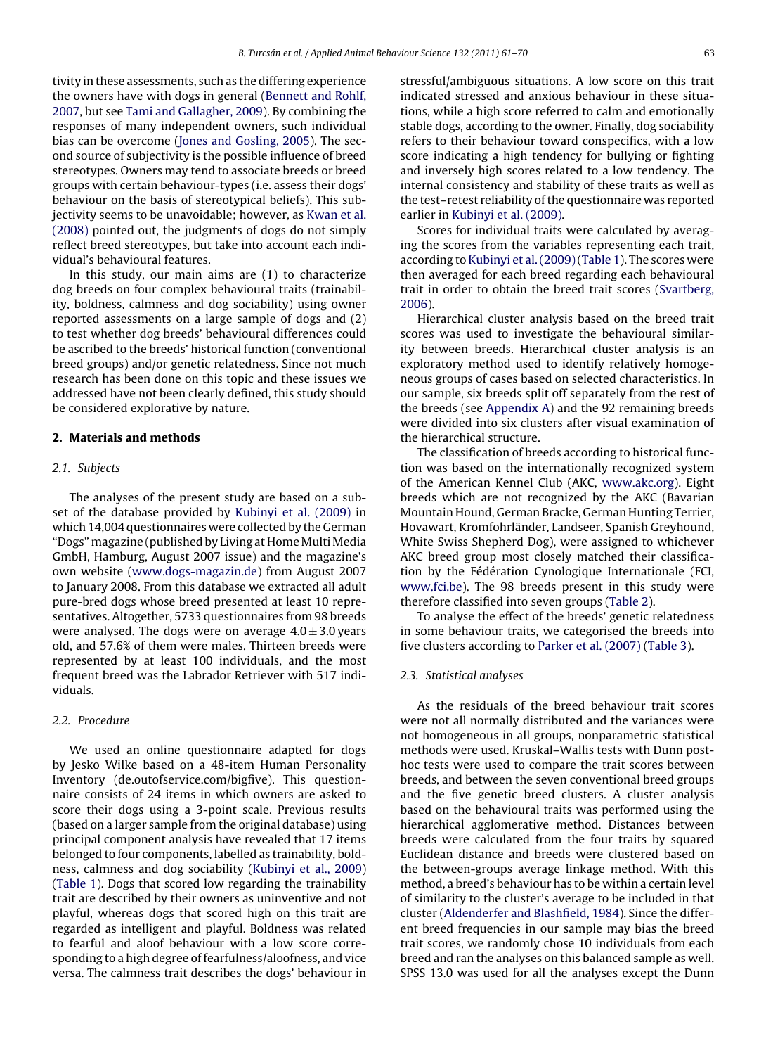tivity in these assessments, such as the differing experience the owners have with dogs in general (Bennett and Rohlf, 2007, but see Tami and Gallagher, 2009). By combining the responses of many independent owners, such individual bias can be overcome (Jones and Gosling, 2005). The second source of subjectivity is the possible influence of breed stereotypes. Owners may tend to associate breeds or breed groups with certain behaviour-types (i.e. assess their dogs' behaviour on the basis of stereotypical beliefs). This subjectivity seems to be unavoidable; however, as Kwan et al. (2008) pointed out, the judgments of dogs do not simply reflect breed stereotypes, but take into account each individual's behavioural features.

In this study, our main aims are (1) to characterize dog breeds on four complex behavioural traits (trainability, boldness, calmness and dog sociability) using owner reported assessments on a large sample of dogs and (2) to test whether dog breeds' behavioural differences could be ascribed to the breeds' historical function (conventional breed groups) and/or genetic relatedness. Since not much research has been done on this topic and these issues we addressed have not been clearly defined, this study should be considered explorative by nature.

## 2. Materials and methods

### 2.1. Subjects

The analyses of the present study are based on a subset of the database provided by Kubinyi et al. (2009) in which 14,004 questionnaires were collected by the German "Dogs" magazine (published by Living at Home Multi Media GmbH, Hamburg, August 2007 issue) and the magazine's own website (www.dogs-magazin.de) from August 2007 to January 2008. From this database we extracted all adult pure-bred dogs whose breed presented at least 10 representatives. Altogether, 5733 questionnaires from 98 breeds were analysed. The dogs were on average $4.0 \pm 3.0$ years old, and 57.6% of them were males. Thirteen breeds were represented by at least 100 individuals, and the most frequent breed was the Labrador Retriever with 517 individuals.

### 2.2. Procedure

We used an online questionnaire adapted for dogs by Jesko Wilke based on a 48-item Human Personality Inventory (de.outofservice.com/bigfive). This questionnaire consists of 24 items in which owners are asked to score their dogs using a 3-point scale. Previous results (based on a larger sample from the original database) using principal component analysis have revealed that 17 items belonged to four components, labelled as trainability, boldness, calmness and dog sociability (Kubinyi et al., 2009) (Table 1). Dogs that scored low regarding the trainability trait are described by their owners as uninventive and not playful, whereas dogs that scored high on this trait are regarded as intelligent and playful. Boldness was related to fearful and aloof behaviour with a low score corresponding to a high degree of fearfulness/aloofness, and vice versa. The calmness trait describes the dogs' behaviour in stressful/ambiguous situations. A low score on this trait indicated stressed and anxious behaviour in these situations, while a high score referred to calm and emotionally stable dogs, according to the owner. Finally, dog sociability refers to their behaviour toward conspecifics, with a low score indicating a high tendency for bullying or fighting and inversely high scores related to a low tendency. The internal consistency and stability of these traits as well as the test–retest reliability of the questionnaire was reported earlier in Kubinyi et al. (2009).

Scores for individual traits were calculated by averaging the scores from the variables representing each trait, according to Kubinyi et al. (2009) (Table 1). The scores were then averaged for each breed regarding each behavioural trait in order to obtain the breed trait scores (Svartberg, 2006).

Hierarchical cluster analysis based on the breed trait scores was used to investigate the behavioural similarity between breeds. Hierarchical cluster analysis is an exploratory method used to identify relatively homogeneous groups of cases based on selected characteristics. In our sample, six breeds split off separately from the rest of the breeds (see Appendix A) and the 92 remaining breeds were divided into six clusters after visual examination of the hierarchical structure.

The classification of breeds according to historical function was based on the internationally recognized system of the American Kennel Club (AKC, www.akc.org). Eight breeds which are not recognized by the AKC (Bavarian Mountain Hound, German Bracke, German Hunting Terrier, Hovawart, Kromfohrländer, Landseer, Spanish Greyhound, White Swiss Shepherd Dog), were assigned to whichever AKC breed group most closely matched their classification by the Fédération Cynologique Internationale (FCI, www.fci.be). The 98 breeds present in this study were therefore classified into seven groups (Table 2).

To analyse the effect of the breeds' genetic relatedness in some behaviour traits, we categorised the breeds into five clusters according to Parker et al. (2007) (Table 3).

### 2.3. Statistical analyses

As the residuals of the breed behaviour trait scores were not all normally distributed and the variances were not homogeneous in all groups, nonparametric statistical methods were used. Kruskal–Wallis tests with Dunn post-hoc tests were used to compare the trait scores between breeds, and between the seven conventional breed groups and the five genetic breed clusters. A cluster analysis based on the behavioural traits was performed using the hierarchical agglomerative method. Distances between breeds were calculated from the four traits by squared Euclidean distance and breeds were clustered based on the between-groups average linkage method. With this method, a breed's behaviour has to be within a certain level of similarity to the cluster's average to be included in that cluster (Aldenderfer and Blashfield, 1984). Since the different breed frequencies in our sample may bias the breed trait scores, we randomly chose 10 individuals from each breed and ran the analyses on this balanced sample as well. SPSS 13.0 was used for all the analyses except the Dunn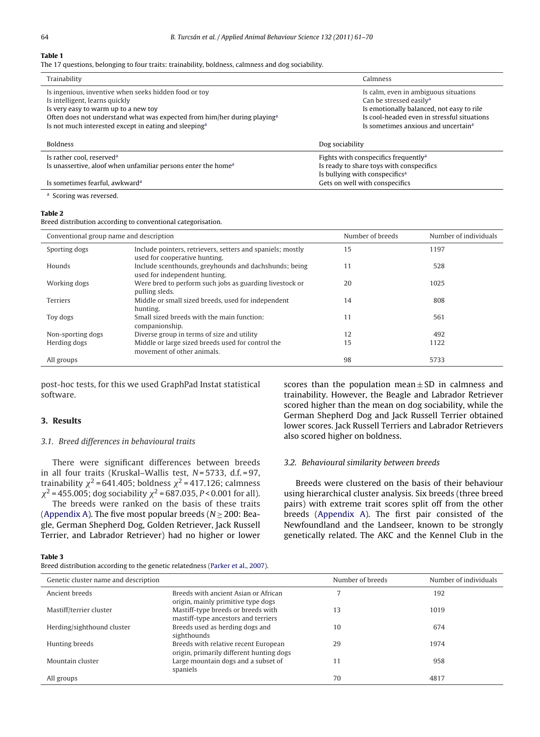**Table 1**
The 17 questions, belonging to four traits: trainability, boldness, calmness and dog sociability.

| Trainability | Calmness |
|---|---|
| Is ingenious, inventive when seeks hidden food or toy | Is calm, even in ambiguous situations |
| Is intelligent, learns quickly | Can be stressed easily[a] |
| Is very easy to warm up to a new toy | Is emotionally balanced, not easy to rile |
| Often does not understand what was expected from him/her during playing[a] | Is cool-headed even in stressful situations |
| Is not much interested except in eating and sleeping[a] | Is sometimes anxious and uncertain[a] |
| **Boldness** | **Dog sociability** |
| Is rather cool, reserved[a] | Fights with conspecifics frequently[a] |
| Is unassertive, aloof when unfamiliar persons enter the home[a] | Is ready to share toys with conspecifics |
| | Is bullying with conspecifics[a] |
| Is sometimes fearful, awkward[a] | Gets on well with conspecifics |

[a] Scoring was reversed.

**Table 2**
Breed distribution according to conventional categorisation.

| Conventional group name and description | | Number of breeds | Number of individuals |
|---|---|---|---|
| Sporting dogs | Include pointers, retrievers, setters and spaniels; mostly used for cooperative hunting. | 15 | 1197 |
| Hounds | Include scenthounds, greyhounds and dachshunds; being used for independent hunting. | 11 | 528 |
| Working dogs | Were bred to perform such jobs as guarding livestock or pulling sleds. | 20 | 1025 |
| Terriers | Middle or small sized breeds, used for independent hunting. | 14 | 808 |
| Toy dogs | Small sized breeds with the main function: companionship. | 11 | 561 |
| Non-sporting dogs | Diverse group in terms of size and utility | 12 | 492 |
| Herding dogs | Middle or large sized breeds used for control the movement of other animals. | 15 | 1122 |
| All groups | | 98 | 5733 |

post-hoc tests, for this we used GraphPad Instat statistical software.

## 3. Results

### 3.1. Breed differences in behavioural traits

There were significant differences between breeds in all four traits (Kruskal–Wallis test, $N = 5733$, d.f. = 97, trainability $\chi^2 = 641.405$; boldness $\chi^2 = 417.126$; calmness $\chi^2 = 455.005$; dog sociability $\chi^2 = 687.035$, $P < 0.001$ for all).

The breeds were ranked on the basis of these traits (Appendix A). The five most popular breeds ($N \geq 200$: Beagle, German Shepherd Dog, Golden Retriever, Jack Russell Terrier, and Labrador Retriever) had no higher or lower scores than the population mean ± SD in calmness and trainability. However, the Beagle and Labrador Retriever scored higher than the mean on dog sociability, while the German Shepherd Dog and Jack Russell Terrier obtained lower scores. Jack Russell Terriers and Labrador Retrievers also scored higher on boldness.

### 3.2. Behavioural similarity between breeds

Breeds were clustered on the basis of their behaviour using hierarchical cluster analysis. Six breeds (three breed pairs) with extreme trait scores split off from the other breeds (Appendix A). The first pair consisted of the Newfoundland and the Landseer, known to be strongly genetically related. The AKC and the Kennel Club in the

**Table 3**
Breed distribution according to the genetic relatedness (Parker et al., 2007).

| Genetic cluster name and description | | Number of breeds | Number of individuals |
|---|---|---|---|
| Ancient breeds | Breeds with ancient Asian or African origin, mainly primitive type dogs | 7 | 192 |
| Mastiff/terrier cluster | Mastiff-type breeds or breeds with mastiff-type ancestors and terriers | 13 | 1019 |
| Herding/sighthound cluster | Breeds used as herding dogs and sighthounds | 10 | 674 |
| Hunting breeds | Breeds with relative recent European origin, primarily different hunting dogs | 29 | 1974 |
| Mountain cluster | Large mountain dogs and a subset of spaniels | 11 | 958 |
| All groups | | 70 | 4817 |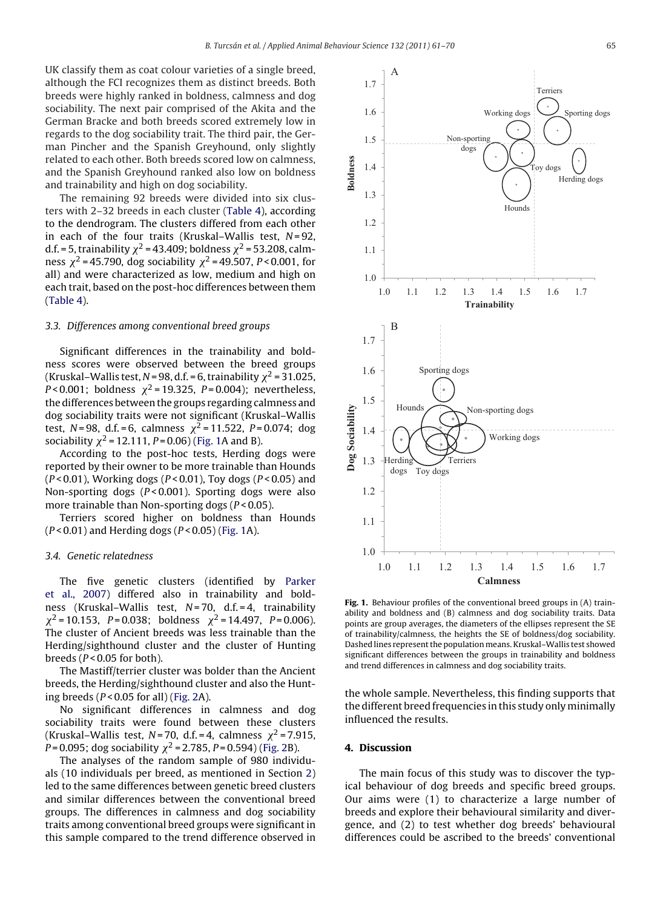UK classify them as coat colour varieties of a single breed, although the FCI recognizes them as distinct breeds. Both breeds were highly ranked in boldness, calmness and dog sociability. The next pair comprised of the Akita and the German Bracke and both breeds scored extremely low in regards to the dog sociability trait. The third pair, the German Pincher and the Spanish Greyhound, only slightly related to each other. Both breeds scored low on calmness, and the Spanish Greyhound ranked also low on boldness and trainability and high on dog sociability.

The remaining 92 breeds were divided into six clusters with 2–32 breeds in each cluster (Table 4), according to the dendrogram. The clusters differed from each other in each of the four traits (Kruskal–Wallis test, $N = 92$, d.f. = 5, trainability $\chi^2 = 43.409$; boldness $\chi^2 = 53.208$, calmness $\chi^2 = 45.790$, dog sociability $\chi^2 = 49.507$, $P < 0.001$, for all) and were characterized as low, medium and high on each trait, based on the post-hoc differences between them (Table 4).

### 3.3. Differences among conventional breed groups

Significant differences in the trainability and boldness scores were observed between the breed groups (Kruskal–Wallis test, $N = 98$, d.f. = 6, trainability $\chi^2 = 31.025$, $P < 0.001$; boldness $\chi^2 = 19.325$, $P = 0.004$); nevertheless, the differences between the groups regarding calmness and dog sociability traits were not significant (Kruskal–Wallis test, $N = 98$, d.f. = 6, calmness $\chi^2 = 11.522$, $P = 0.074$; dog sociability $\chi^2 = 12.111$, $P = 0.06$) (Fig. 1A and B).

According to the post-hoc tests, Herding dogs were reported by their owner to be more trainable than Hounds ($P < 0.01$), Working dogs ($P < 0.01$), Toy dogs ($P < 0.05$) and Non-sporting dogs ($P < 0.001$). Sporting dogs were also more trainable than Non-sporting dogs ($P < 0.05$).

Terriers scored higher on boldness than Hounds ($P < 0.01$) and Herding dogs ($P < 0.05$) (Fig. 1A).

### 3.4. Genetic relatedness

The five genetic clusters (identified by Parker et al., 2007) differed also in trainability and boldness (Kruskal–Wallis test, $N = 70$, d.f. = 4, trainability $\chi^2 = 10.153$, $P = 0.038$; boldness $\chi^2 = 14.497$, $P = 0.006$). The cluster of Ancient breeds was less trainable than the Herding/sighthound cluster and the cluster of Hunting breeds ($P < 0.05$ for both).

The Mastiff/terrier cluster was bolder than the Ancient breeds, the Herding/sighthound cluster and also the Hunting breeds ($P < 0.05$ for all) (Fig. 2A).

No significant differences in calmness and dog sociability traits were found between these clusters (Kruskal–Wallis test, $N = 70$, d.f. = 4, calmness $\chi^2 = 7.915$, $P = 0.095$; dog sociability $\chi^2 = 2.785$, $P = 0.594$) (Fig. 2B).

The analyses of the random sample of 980 individuals (10 individuals per breed, as mentioned in Section 2) led to the same differences between genetic breed clusters and similar differences between the conventional breed groups. The differences in calmness and dog sociability traits among conventional breed groups were significant in this sample compared to the trend difference observed in the whole sample. Nevertheless, this finding supports that the different breed frequencies in this study only minimally influenced the results.

**Fig. 1.** Behaviour profiles of the conventional breed groups in (A) trainability and boldness and (B) calmness and dog sociability traits. Data points are group averages, the diameters of the ellipses represent the SE of trainability/calmness, the heights the SE of boldness/dog sociability. Dashed lines represent the population means. Kruskal–Wallis test showed significant differences between the groups in trainability and boldness and trend differences in calmness and dog sociability traits.

## 4. Discussion

The main focus of this study was to discover the typical behaviour of dog breeds and specific breed groups. Our aims were (1) to characterize a large number of breeds and explore their behavioural similarity and divergence, and (2) to test whether dog breeds' behavioural differences could be ascribed to the breeds' conventional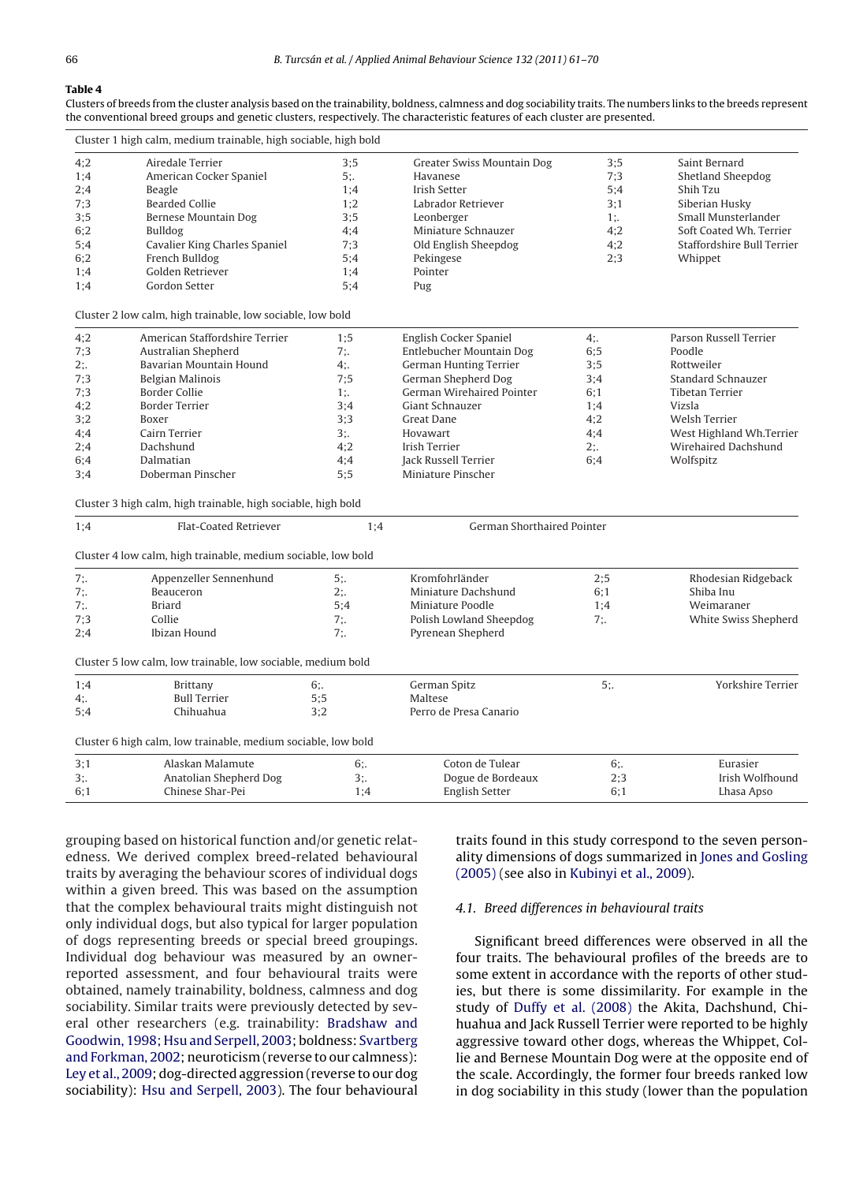**Table 4**

Clusters of breeds from the cluster analysis based on the trainability, boldness, calmness and dog sociability traits. The numbers links to the breeds represent the conventional breed groups and genetic clusters, respectively. The characteristic features of each cluster are presented.

Cluster 1 high calm, medium trainable, high sociable, high bold

| | | | | | |
|---|---|---|---|---|---|
| 4;2 | Airedale Terrier | 3;5 | Greater Swiss Mountain Dog | 3;5 | Saint Bernard |
| 1;4 | American Cocker Spaniel | 5;. | Havanese | 7;3 | Shetland Sheepdog |
| 2;4 | Beagle | 1;4 | Irish Setter | 5;4 | Shih Tzu |
| 7;3 | Bearded Collie | 1;2 | Labrador Retriever | 3;1 | Siberian Husky |
| 3;5 | Bernese Mountain Dog | 3;5 | Leonberger | 1;. | Small Munsterlander |
| 6;2 | Bulldog | 4;4 | Miniature Schnauzer | 4;2 | Soft Coated Wh. Terrier |
| 5;4 | Cavalier King Charles Spaniel | 7;3 | Old English Sheepdog | 4;2 | Staffordshire Bull Terrier |
| 6;2 | French Bulldog | 5;4 | Pekingese | 2;3 | Whippet |
| 1;4 | Golden Retriever | 1;4 | Pointer | | |
| 1;4 | Gordon Setter | 5;4 | Pug | | |

Cluster 2 low calm, high trainable, low sociable, low bold

| | | | | | |
|---|---|---|---|---|---|
| 4;2 | American Staffordshire Terrier | 1;5 | English Cocker Spaniel | 4;. | Parson Russell Terrier |
| 7;3 | Australian Shepherd | 7;. | Entlebucher Mountain Dog | 6;5 | Poodle |
| 2;. | Bavarian Mountain Hound | 4;. | German Hunting Terrier | 3;5 | Rottweiler |
| 7;3 | Belgian Malinois | 7;5 | German Shepherd Dog | 3;4 | Standard Schnauzer |
| 7;3 | Border Collie | 1;. | German Wirehaired Pointer | 6;1 | Tibetan Terrier |
| 4;2 | Border Terrier | 3;4 | Giant Schnauzer | 1;4 | Vizsla |
| 3;2 | Boxer | 3;3 | Great Dane | 4;2 | Welsh Terrier |
| 4;4 | Cairn Terrier | 3;. | Hovawart | 4;4 | West Highland Wh.Terrier |
| 2;4 | Dachshund | 4;2 | Irish Terrier | 2;. | Wirehaired Dachshund |
| 6;4 | Dalmatian | 4;4 | Jack Russell Terrier | 6;4 | Wolfspitz |
| 3;4 | Doberman Pinscher | 5;5 | Miniature Pinscher | | |

Cluster 3 high calm, high trainable, high sociable, high bold

| | | | |
|---|---|---|---|
| 1;4 | Flat-Coated Retriever | 1;4 | German Shorthaired Pointer |

Cluster 4 low calm, high trainable, medium sociable, low bold

| | | | | | |
|---|---|---|---|---|---|
| 7;. | Appenzeller Sennenhund | 5;. | Kromfohrländer | 2;5 | Rhodesian Ridgeback |
| 7;. | Beauceron | 2;. | Miniature Dachshund | 6;1 | Shiba Inu |
| 7;. | Briard | 5;4 | Miniature Poodle | 1;4 | Weimaraner |
| 7;3 | Collie | 7;. | Polish Lowland Sheepdog | 7;. | White Swiss Shepherd |
| 2;4 | Ibizan Hound | 7;. | Pyrenean Shepherd | | |

Cluster 5 low calm, low trainable, low sociable, medium bold

| | | | | | |
|---|---|---|---|---|---|
| 1;4 | Brittany | 6;. | German Spitz | 5;. | Yorkshire Terrier |
| 4;. | Bull Terrier | 5;5 | Maltese | | |
| 5;4 | Chihuahua | 3;2 | Perro de Presa Canario | | |

Cluster 6 high calm, low trainable, medium sociable, low bold

| | | | | | |
|---|---|---|---|---|---|
| 3;1 | Alaskan Malamute | 6;. | Coton de Tulear | 6;. | Eurasier |
| 3;. | Anatolian Shepherd Dog | 3;. | Dogue de Bordeaux | 2;3 | Irish Wolfhound |
| 6;1 | Chinese Shar-Pei | 1;4 | English Setter | 6;1 | Lhasa Apso |

grouping based on historical function and/or genetic relatedness. We derived complex breed-related behavioural traits by averaging the behaviour scores of individual dogs within a given breed. This was based on the assumption that the complex behavioural traits might distinguish not only individual dogs, but also typical for larger population of dogs representing breeds or special breed groupings. Individual dog behaviour was measured by an owner-reported assessment, and four behavioural traits were obtained, namely trainability, boldness, calmness and dog sociability. Similar traits were previously detected by several other researchers (e.g. trainability: Bradshaw and Goodwin, 1998; Hsu and Serpell, 2003; boldness: Svartberg and Forkman, 2002; neuroticism (reverse to our calmness): Ley et al., 2009; dog-directed aggression (reverse to our dog sociability): Hsu and Serpell, 2003). The four behavioural traits found in this study correspond to the seven personality dimensions of dogs summarized in Jones and Gosling (2005) (see also in Kubinyi et al., 2009).

### 4.1. Breed differences in behavioural traits

Significant breed differences were observed in all the four traits. The behavioural profiles of the breeds are to some extent in accordance with the reports of other studies, but there is some dissimilarity. For example in the study of Duffy et al. (2008) the Akita, Dachshund, Chihuahua and Jack Russell Terrier were reported to be highly aggressive toward other dogs, whereas the Whippet, Collie and Bernese Mountain Dog were at the opposite end of the scale. Accordingly, the former four breeds ranked low in dog sociability in this study (lower than the population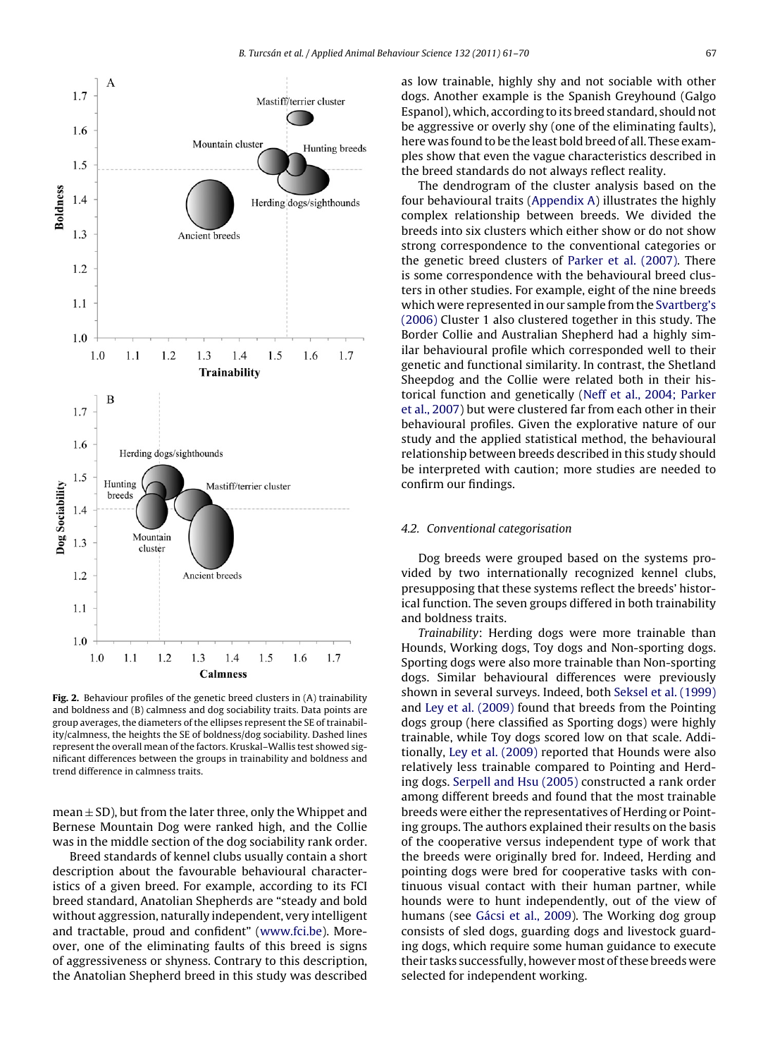Fig. 2. Behaviour profiles of the genetic breed clusters in (A) trainability and boldness and (B) calmness and dog sociability traits. Data points are group averages, the diameters of the ellipses represent the SE of trainability/calmness, the heights the SE of boldness/dog sociability. Dashed lines represent the overall mean of the factors. Kruskal–Wallis test showed significant differences between the groups in trainability and boldness and trend difference in calmness traits.

mean ± SD), but from the later three, only the Whippet and Bernese Mountain Dog were ranked high, and the Collie was in the middle section of the dog sociability rank order.

Breed standards of kennel clubs usually contain a short description about the favourable behavioural characteristics of a given breed. For example, according to its FCI breed standard, Anatolian Shepherds are "steady and bold without aggression, naturally independent, very intelligent and tractable, proud and confident" (www.fci.be). Moreover, one of the eliminating faults of this breed is signs of aggressiveness or shyness. Contrary to this description, the Anatolian Shepherd breed in this study was described as low trainable, highly shy and not sociable with other dogs. Another example is the Spanish Greyhound (Galgo Espanol), which, according to its breed standard, should not be aggressive or overly shy (one of the eliminating faults), here was found to be the least bold breed of all. These examples show that even the vague characteristics described in the breed standards do not always reflect reality.

The dendrogram of the cluster analysis based on the four behavioural traits (Appendix A) illustrates the highly complex relationship between breeds. We divided the breeds into six clusters which either show or do not show strong correspondence to the conventional categories or the genetic breed clusters of Parker et al. (2007). There is some correspondence with the behavioural breed clusters in other studies. For example, eight of the nine breeds which were represented in our sample from the Svartberg's (2006) Cluster 1 also clustered together in this study. The Border Collie and Australian Shepherd had a highly similar behavioural profile which corresponded well to their genetic and functional similarity. In contrast, the Shetland Sheepdog and the Collie were related both in their historical function and genetically (Neff et al., 2004; Parker et al., 2007) but were clustered far from each other in their behavioural profiles. Given the explorative nature of our study and the applied statistical method, the behavioural relationship between breeds described in this study should be interpreted with caution; more studies are needed to confirm our findings.

### 4.2. Conventional categorisation

Dog breeds were grouped based on the systems provided by two internationally recognized kennel clubs, presupposing that these systems reflect the breeds' historical function. The seven groups differed in both trainability and boldness traits.

*Trainability*: Herding dogs were more trainable than Hounds, Working dogs, Toy dogs and Non-sporting dogs. Sporting dogs were also more trainable than Non-sporting dogs. Similar behavioural differences were previously shown in several surveys. Indeed, both Seksel et al. (1999) and Ley et al. (2009) found that breeds from the Pointing dogs group (here classified as Sporting dogs) were highly trainable, while Toy dogs scored low on that scale. Additionally, Ley et al. (2009) reported that Hounds were also relatively less trainable compared to Pointing and Herding dogs. Serpell and Hsu (2005) constructed a rank order among different breeds and found that the most trainable breeds were either the representatives of Herding or Pointing groups. The authors explained their results on the basis of the cooperative versus independent type of work that the breeds were originally bred for. Indeed, Herding and pointing dogs were bred for cooperative tasks with continuous visual contact with their human partner, while hounds were to hunt independently, out of the view of humans (see Gácsi et al., 2009). The Working dog group consists of sled dogs, guarding dogs and livestock guarding dogs, which require some human guidance to execute their tasks successfully, however most of these breeds were selected for independent working.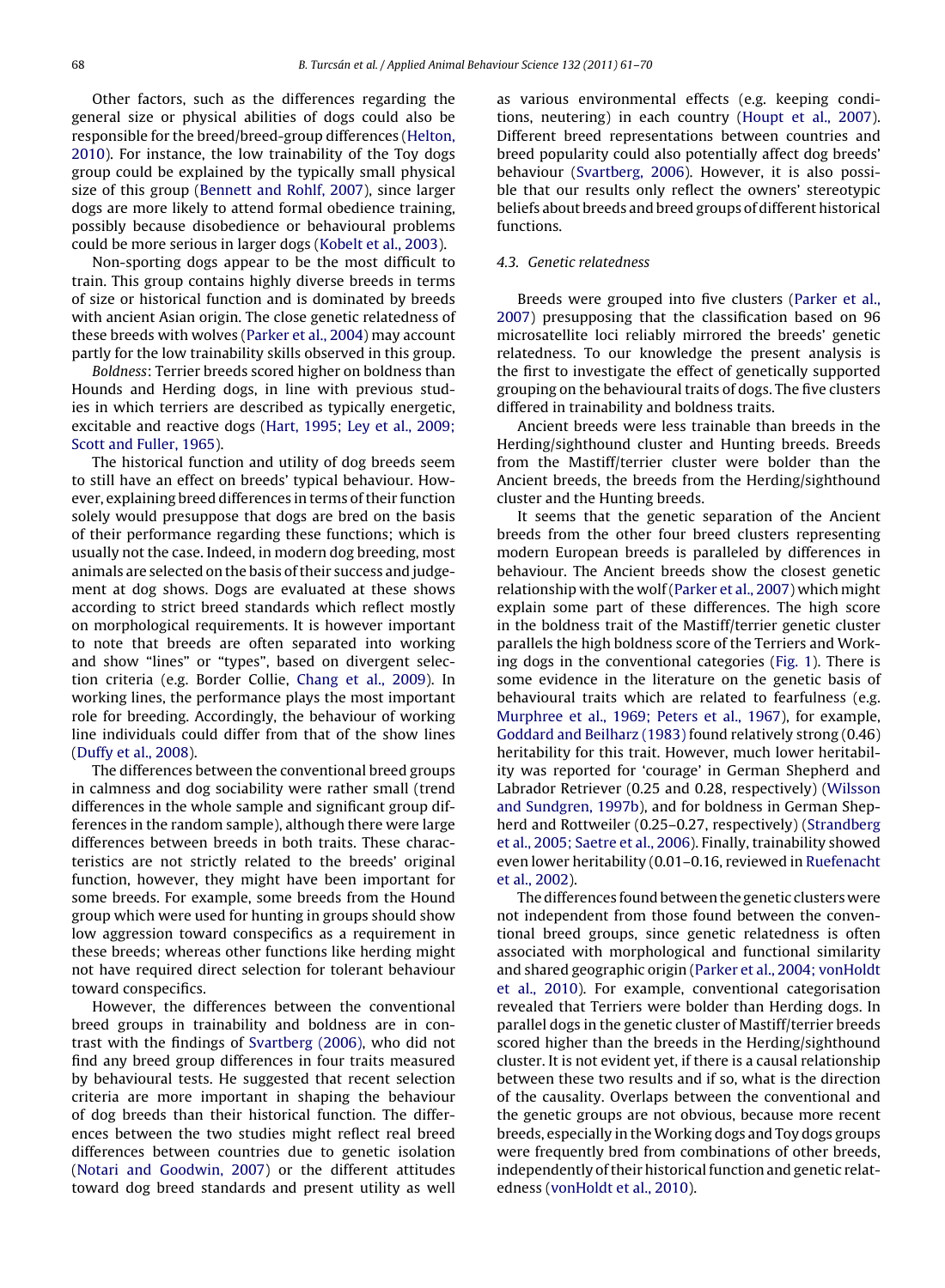Other factors, such as the differences regarding the general size or physical abilities of dogs could also be responsible for the breed/breed-group differences (Helton, 2010). For instance, the low trainability of the Toy dogs group could be explained by the typically small physical size of this group (Bennett and Rohlf, 2007), since larger dogs are more likely to attend formal obedience training, possibly because disobedience or behavioural problems could be more serious in larger dogs (Kobelt et al., 2003).

Non-sporting dogs appear to be the most difficult to train. This group contains highly diverse breeds in terms of size or historical function and is dominated by breeds with ancient Asian origin. The close genetic relatedness of these breeds with wolves (Parker et al., 2004) may account partly for the low trainability skills observed in this group.

*Boldness*: Terrier breeds scored higher on boldness than Hounds and Herding dogs, in line with previous studies in which terriers are described as typically energetic, excitable and reactive dogs (Hart, 1995; Ley et al., 2009; Scott and Fuller, 1965).

The historical function and utility of dog breeds seem to still have an effect on breeds' typical behaviour. However, explaining breed differences in terms of their function solely would presuppose that dogs are bred on the basis of their performance regarding these functions; which is usually not the case. Indeed, in modern dog breeding, most animals are selected on the basis of their success and judgement at dog shows. Dogs are evaluated at these shows according to strict breed standards which reflect mostly on morphological requirements. It is however important to note that breeds are often separated into working and show "lines" or "types", based on divergent selection criteria (e.g. Border Collie, Chang et al., 2009). In working lines, the performance plays the most important role for breeding. Accordingly, the behaviour of working line individuals could differ from that of the show lines (Duffy et al., 2008).

The differences between the conventional breed groups in calmness and dog sociability were rather small (trend differences in the whole sample and significant group differences in the random sample), although there were large differences between breeds in both traits. These characteristics are not strictly related to the breeds' original function, however, they might have been important for some breeds. For example, some breeds from the Hound group which were used for hunting in groups should show low aggression toward conspecifics as a requirement in these breeds; whereas other functions like herding might not have required direct selection for tolerant behaviour toward conspecifics.

However, the differences between the conventional breed groups in trainability and boldness are in contrast with the findings of Svartberg (2006), who did not find any breed group differences in four traits measured by behavioural tests. He suggested that recent selection criteria are more important in shaping the behaviour of dog breeds than their historical function. The differences between the two studies might reflect real breed differences between countries due to genetic isolation (Notari and Goodwin, 2007) or the different attitudes toward dog breed standards and present utility as well as various environmental effects (e.g. keeping conditions, neutering) in each country (Houpt et al., 2007). Different breed representations between countries and breed popularity could also potentially affect dog breeds' behaviour (Svartberg, 2006). However, it is also possible that our results only reflect the owners' stereotypic beliefs about breeds and breed groups of different historical functions.

### 4.3. Genetic relatedness

Breeds were grouped into five clusters (Parker et al., 2007) presupposing that the classification based on 96 microsatellite loci reliably mirrored the breeds' genetic relatedness. To our knowledge the present analysis is the first to investigate the effect of genetically supported grouping on the behavioural traits of dogs. The five clusters differed in trainability and boldness traits.

Ancient breeds were less trainable than breeds in the Herding/sighthound cluster and Hunting breeds. Breeds from the Mastiff/terrier cluster were bolder than the Ancient breeds, the breeds from the Herding/sighthound cluster and the Hunting breeds.

It seems that the genetic separation of the Ancient breeds from the other four breed clusters representing modern European breeds is paralleled by differences in behaviour. The Ancient breeds show the closest genetic relationship with the wolf (Parker et al., 2007) which might explain some part of these differences. The high score in the boldness trait of the Mastiff/terrier genetic cluster parallels the high boldness score of the Terriers and Working dogs in the conventional categories (Fig. 1). There is some evidence in the literature on the genetic basis of behavioural traits which are related to fearfulness (e.g. Murphree et al., 1969; Peters et al., 1967), for example, Goddard and Beilharz (1983) found relatively strong (0.46) heritability for this trait. However, much lower heritability was reported for 'courage' in German Shepherd and Labrador Retriever (0.25 and 0.28, respectively) (Wilsson and Sundgren, 1997b), and for boldness in German Shepherd and Rottweiler (0.25–0.27, respectively) (Strandberg et al., 2005; Saetre et al., 2006). Finally, trainability showed even lower heritability (0.01–0.16, reviewed in Ruefenacht et al., 2002).

The differences found between the genetic clusters were not independent from those found between the conventional breed groups, since genetic relatedness is often associated with morphological and functional similarity and shared geographic origin (Parker et al., 2004; vonHoldt et al., 2010). For example, conventional categorisation revealed that Terriers were bolder than Herding dogs. In parallel dogs in the genetic cluster of Mastiff/terrier breeds scored higher than the breeds in the Herding/sighthound cluster. It is not evident yet, if there is a causal relationship between these two results and if so, what is the direction of the causality. Overlaps between the conventional and the genetic groups are not obvious, because more recent breeds, especially in the Working dogs and Toy dogs groups were frequently bred from combinations of other breeds, independently of their historical function and genetic relatedness (vonHoldt et al., 2010).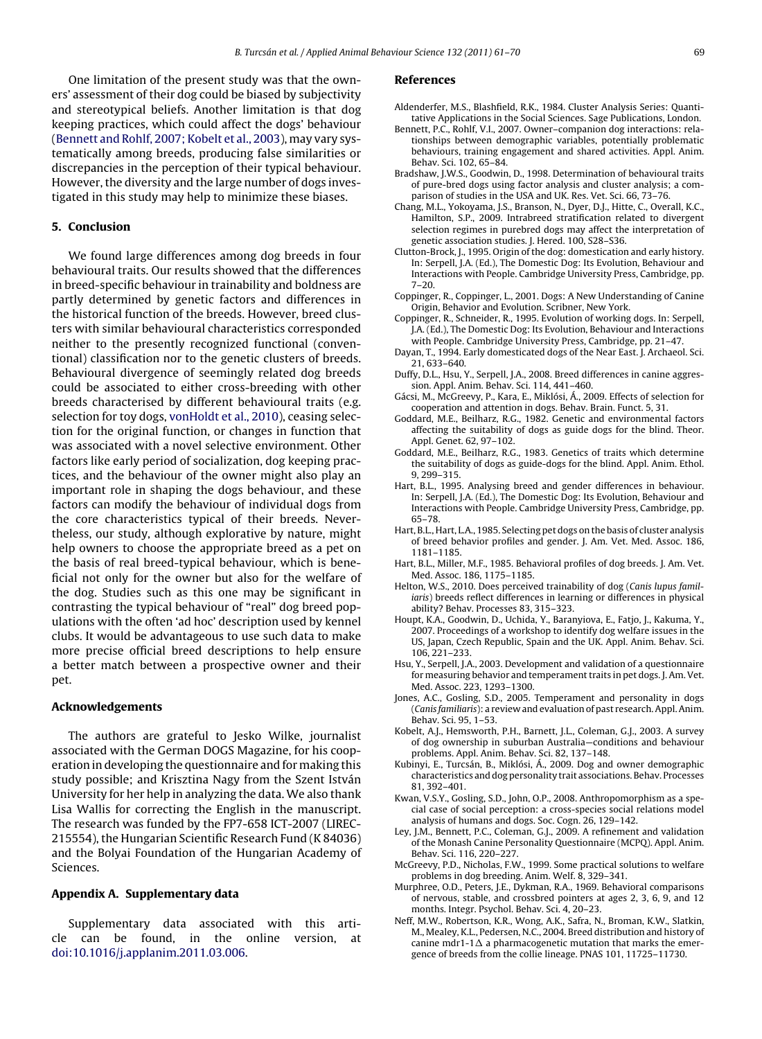One limitation of the present study was that the owners' assessment of their dog could be biased by subjectivity and stereotypical beliefs. Another limitation is that dog keeping practices, which could affect the dogs' behaviour (Bennett and Rohlf, 2007; Kobelt et al., 2003), may vary systematically among breeds, producing false similarities or discrepancies in the perception of their typical behaviour. However, the diversity and the large number of dogs investigated in this study may help to minimize these biases.

## 5. Conclusion

We found large differences among dog breeds in four behavioural traits. Our results showed that the differences in breed-specific behaviour in trainability and boldness are partly determined by genetic factors and differences in the historical function of the breeds. However, breed clusters with similar behavioural characteristics corresponded neither to the presently recognized functional (conventional) classification nor to the genetic clusters of breeds. Behavioural divergence of seemingly related dog breeds could be associated to either cross-breeding with other breeds characterised by different behavioural traits (e.g. selection for toy dogs, vonHoldt et al., 2010), ceasing selection for the original function, or changes in function that was associated with a novel selective environment. Other factors like early period of socialization, dog keeping practices, and the behaviour of the owner might also play an important role in shaping the dogs behaviour, and these factors can modify the behaviour of individual dogs from the core characteristics typical of their breeds. Nevertheless, our study, although explorative by nature, might help owners to choose the appropriate breed as a pet on the basis of real breed-typical behaviour, which is beneficial not only for the owner but also for the welfare of the dog. Studies such as this one may be significant in contrasting the typical behaviour of "real" dog breed populations with the often 'ad hoc' description used by kennel clubs. It would be advantageous to use such data to make more precise official breed descriptions to help ensure a better match between a prospective owner and their pet.

## Acknowledgements

The authors are grateful to Jesko Wilke, journalist associated with the German DOGS Magazine, for his cooperation in developing the questionnaire and for making this study possible; and Krisztina Nagy from the Szent István University for her help in analyzing the data. We also thank Lisa Wallis for correcting the English in the manuscript. The research was funded by the FP7-658 ICT-2007 (LIREC-215554), the Hungarian Scientific Research Fund (K 84036) and the Bolyai Foundation of the Hungarian Academy of Sciences.

## Appendix A. Supplementary data

Supplementary data associated with this article can be found, in the online version, at doi:10.1016/j.applanim.2011.03.006.

## References

Aldenderfer, M.S., Blashfield, R.K., 1984. Cluster Analysis Series: Quantitative Applications in the Social Sciences. Sage Publications, London.

Bennett, P.C., Rohlf, V.I., 2007. Owner–companion dog interactions: relationships between demographic variables, potentially problematic behaviours, training engagement and shared activities. Appl. Anim. Behav. Sci. 102, 65–84.

Bradshaw, J.W.S., Goodwin, D., 1998. Determination of behavioural traits of pure-bred dogs using factor analysis and cluster analysis; a comparison of studies in the USA and UK. Res. Vet. Sci. 66, 73–76.

Chang, M.L., Yokoyama, J.S., Branson, N., Dyer, D.J., Hitte, C., Overall, K.C., Hamilton, S.P., 2009. Intrabreed stratification related to divergent selection regimes in purebred dogs may affect the interpretation of genetic association studies. J. Hered. 100, S28–S36.

Clutton-Brock, J., 1995. Origin of the dog: domestication and early history. In: Serpell, J.A. (Ed.), The Domestic Dog: Its Evolution, Behaviour and Interactions with People. Cambridge University Press, Cambridge, pp. 7–20.

Coppinger, R., Coppinger, L., 2001. Dogs: A New Understanding of Canine Origin, Behavior and Evolution. Scribner, New York.

Coppinger, R., Schneider, R., 1995. Evolution of working dogs. In: Serpell, J.A. (Ed.), The Domestic Dog: Its Evolution, Behaviour and Interactions with People. Cambridge University Press, Cambridge, pp. 21–47.

Dayan, T., 1994. Early domesticated dogs of the Near East. J. Archaeol. Sci. 21, 633–640.

Duffy, D.L., Hsu, Y., Serpell, J.A., 2008. Breed differences in canine aggression. Appl. Anim. Behav. Sci. 114, 441–460.

Gácsi, M., McGreevy, P., Kara, E., Miklósi, Á., 2009. Effects of selection for cooperation and attention in dogs. Behav. Brain. Funct. 5, 31.

Goddard, M.E., Beilharz, R.G., 1982. Genetic and environmental factors affecting the suitability of dogs as guide dogs for the blind. Theor. Appl. Genet. 62, 97–102.

Goddard, M.E., Beilharz, R.G., 1983. Genetics of traits which determine the suitability of dogs as guide-dogs for the blind. Appl. Anim. Ethol. 9, 299–315.

Hart, B.L., 1995. Analysing breed and gender differences in behaviour. In: Serpell, J.A. (Ed.), The Domestic Dog: Its Evolution, Behaviour and Interactions with People. Cambridge University Press, Cambridge, pp. 65–78.

Hart, B.L., Hart, L.A., 1985. Selecting pet dogs on the basis of cluster analysis of breed behavior profiles and gender. J. Am. Vet. Med. Assoc. 186, 1181–1185.

Hart, B.L., Miller, M.F., 1985. Behavioral profiles of dog breeds. J. Am. Vet. Med. Assoc. 186, 1175–1185.

Helton, W.S., 2010. Does perceived trainability of dog (*Canis lupus familiaris*) breeds reflect differences in learning or differences in physical ability? Behav. Processes 83, 315–323.

Houpt, K.A., Goodwin, D., Uchida, Y., Baranyiova, E., Fatjo, J., Kakuma, Y., 2007. Proceedings of a workshop to identify dog welfare issues in the US, Japan, Czech Republic, Spain and the UK. Appl. Anim. Behav. Sci. 106, 221–233.

Hsu, Y., Serpell, J.A., 2003. Development and validation of a questionnaire for measuring behavior and temperament traits in pet dogs. J. Am. Vet. Med. Assoc. 223, 1293–1300.

Jones, A.C., Gosling, S.D., 2005. Temperament and personality in dogs (*Canis familiaris*): a review and evaluation of past research. Appl. Anim. Behav. Sci. 95, 1–53.

Kobelt, A.J., Hemsworth, P.H., Barnett, J.L., Coleman, G.J., 2003. A survey of dog ownership in suburban Australia—conditions and behaviour problems. Appl. Anim. Behav. Sci. 82, 137–148.

Kubinyi, E., Turcsán, B., Miklósi, Á., 2009. Dog and owner demographic characteristics and dog personality trait associations. Behav. Processes 81, 392–401.

Kwan, V.S.Y., Gosling, S.D., John, O.P., 2008. Anthropomorphism as a special case of social perception: a cross-species social relations model analysis of humans and dogs. Soc. Cogn. 26, 129–142.

Ley, J.M., Bennett, P.C., Coleman, G.J., 2009. A refinement and validation of the Monash Canine Personality Questionnaire (MCPQ). Appl. Anim. Behav. Sci. 116, 220–227.

McGreevy, P.D., Nicholas, F.W., 1999. Some practical solutions to welfare problems in dog breeding. Anim. Welf. 8, 329–341.

Murphree, O.D., Peters, J.E., Dykman, R.A., 1969. Behavioral comparisons of nervous, stable, and crossbred pointers at ages 2, 3, 6, 9, and 12 months. Integr. Psychol. Behav. Sci. 4, 20–23.

Neff, M.W., Robertson, K.R., Wong, A.K., Safra, N., Broman, K.W., Slatkin, M., Mealey, K.L., Pedersen, N.C., 2004. Breed distribution and history of canine mdr1-1Δ a pharmacogenetic mutation that marks the emergence of breeds from the collie lineage. PNAS 101, 11725–11730.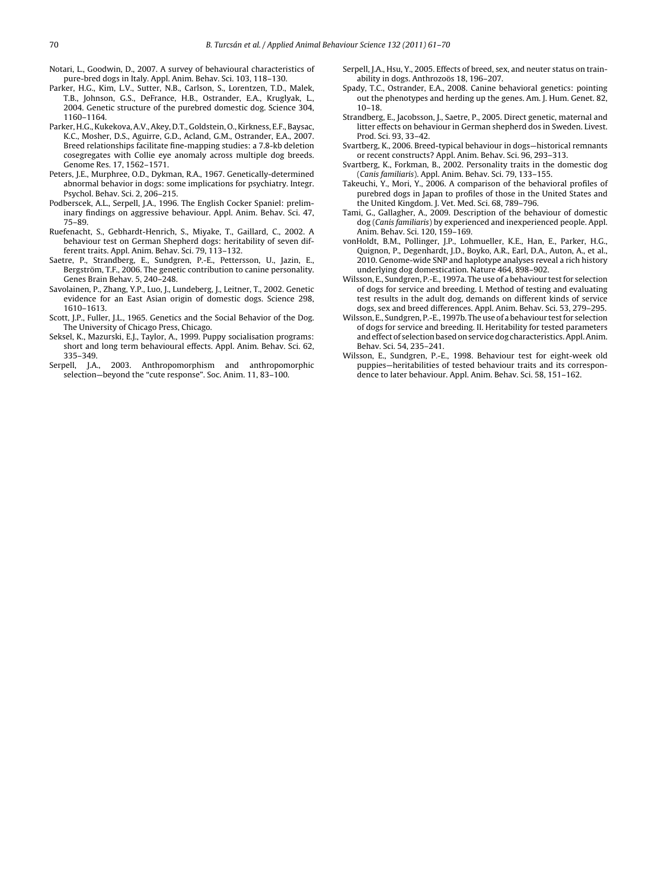Notari, L., Goodwin, D., 2007. A survey of behavioural characteristics of pure-bred dogs in Italy. Appl. Anim. Behav. Sci. 103, 118–130.

Parker, H.G., Kim, L.V., Sutter, N.B., Carlson, S., Lorentzen, T.D., Malek, T.B., Johnson, G.S., DeFrance, H.B., Ostrander, E.A., Kruglyak, L., 2004. Genetic structure of the purebred domestic dog. Science 304, 1160–1164.

Parker, H.G., Kukekova, A.V., Akey, D.T., Goldstein, O., Kirkness, E.F., Baysac, K.C., Mosher, D.S., Aguirre, G.D., Acland, G.M., Ostrander, E.A., 2007. Breed relationships facilitate fine-mapping studies: a 7.8-kb deletion cosegregates with Collie eye anomaly across multiple dog breeds. Genome Res. 17, 1562–1571.

Peters, J.E., Murphree, O.D., Dykman, R.A., 1967. Genetically-determined abnormal behavior in dogs: some implications for psychiatry. Integr. Psychol. Behav. Sci. 2, 206–215.

Podberscek, A.L., Serpell, J.A., 1996. The English Cocker Spaniel: preliminary findings on aggressive behaviour. Appl. Anim. Behav. Sci. 47, 75–89.

Ruefenacht, S., Gebhardt-Henrich, S., Miyake, T., Gaillard, C., 2002. A behaviour test on German Shepherd dogs: heritability of seven different traits. Appl. Anim. Behav. Sci. 79, 113–132.

Saetre, P., Strandberg, E., Sundgren, P.-E., Pettersson, U., Jazin, E., Bergström, T.F., 2006. The genetic contribution to canine personality. Genes Brain Behav. 5, 240–248.

Savolainen, P., Zhang, Y.P., Luo, J., Lundeberg, J., Leitner, T., 2002. Genetic evidence for an East Asian origin of domestic dogs. Science 298, 1610–1613.

Scott, J.P., Fuller, J.L., 1965. Genetics and the Social Behavior of the Dog. The University of Chicago Press, Chicago.

Seksel, K., Mazurski, E.J., Taylor, A., 1999. Puppy socialisation programs: short and long term behavioural effects. Appl. Anim. Behav. Sci. 62, 335–349.

Serpell, J.A., 2003. Anthropomorphism and anthropomorphic selection—beyond the "cute response". Soc. Anim. 11, 83–100.

Serpell, J.A., Hsu, Y., 2005. Effects of breed, sex, and neuter status on trainability in dogs. Anthrozoös 18, 196–207.

Spady, T.C., Ostrander, E.A., 2008. Canine behavioral genetics: pointing out the phenotypes and herding up the genes. Am. J. Hum. Genet. 82, 10–18.

Strandberg, E., Jacobsson, J., Saetre, P., 2005. Direct genetic, maternal and litter effects on behaviour in German shepherd dos in Sweden. Livest. Prod. Sci. 93, 33–42.

Svartberg, K., 2006. Breed-typical behaviour in dogs—historical remnants or recent constructs? Appl. Anim. Behav. Sci. 96, 293–313.

Svartberg, K., Forkman, B., 2002. Personality traits in the domestic dog (*Canis familiaris*). Appl. Anim. Behav. Sci. 79, 133–155.

Takeuchi, Y., Mori, Y., 2006. A comparison of the behavioral profiles of purebred dogs in Japan to profiles of those in the United States and the United Kingdom. J. Vet. Med. Sci. 68, 789–796.

Tami, G., Gallagher, A., 2009. Description of the behaviour of domestic dog (*Canis familiaris*) by experienced and inexperienced people. Appl. Anim. Behav. Sci. 120, 159–169.

vonHoldt, B.M., Pollinger, J.P., Lohmueller, K.E., Han, E., Parker, H.G., Quignon, P., Degenhardt, J.D., Boyko, A.R., Earl, D.A., Auton, A., et al., 2010. Genome-wide SNP and haplotype analyses reveal a rich history underlying dog domestication. Nature 464, 898–902.

Wilsson, E., Sundgren, P.-E., 1997a. The use of a behaviour test for selection of dogs for service and breeding. I. Method of testing and evaluating test results in the adult dog, demands on different kinds of service dogs, sex and breed differences. Appl. Anim. Behav. Sci. 53, 279–295.

Wilsson, E., Sundgren, P.-E., 1997b. The use of a behaviour test for selection of dogs for service and breeding. II. Heritability for tested parameters and effect of selection based on service dog characteristics. Appl. Anim. Behav. Sci. 54, 235–241.

Wilsson, E., Sundgren, P.-E., 1998. Behaviour test for eight-week old puppies—heritabilities of tested behaviour traits and its correspondence to later behaviour. Appl. Anim. Behav. Sci. 58, 151–162.